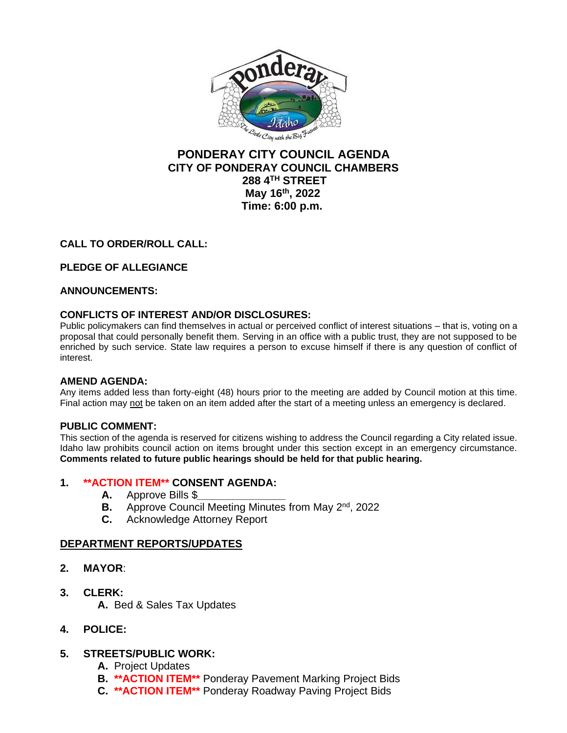# PONDERAY CITY COUNCIL AGENDA
## CITY OF PONDERAY COUNCIL CHAMBERS
## 288 4TH STREET
## May 16th, 2022
## Time: 6:00 p.m.

**CALL TO ORDER/ROLL CALL:**

**PLEDGE OF ALLEGIANCE**

**ANNOUNCEMENTS:**

**CONFLICTS OF INTEREST AND/OR DISCLOSURES:**

Public policymakers can find themselves in actual or perceived conflict of interest situations – that is, voting on a proposal that could personally benefit them. Serving in an office with a public trust, they are not supposed to be enriched by such service. State law requires a person to excuse himself if there is any question of conflict of interest.

**AMEND AGENDA:**

Any items added less than forty-eight (48) hours prior to the meeting are added by Council motion at this time. Final action may not be taken on an item added after the start of a meeting unless an emergency is declared.

**PUBLIC COMMENT:**

This section of the agenda is reserved for citizens wishing to address the Council regarding a City related issue. Idaho law prohibits council action on items brought under this section except in an emergency circumstance. **Comments related to future public hearings should be held for that public hearing.**

**1. \*\*ACTION ITEM\*\* CONSENT AGENDA:**

- **A.** Approve Bills $______________
- **B.** Approve Council Meeting Minutes from May 2nd, 2022
- **C.** Acknowledge Attorney Report

**DEPARTMENT REPORTS/UPDATES**

**2. MAYOR:**

**3. CLERK:**

- **A.** Bed & Sales Tax Updates

**4. POLICE:**

**5. STREETS/PUBLIC WORK:**

- **A.** Project Updates
- **B.** **\*\*ACTION ITEM\*\*** Ponderay Pavement Marking Project Bids
- **C.** **\*\*ACTION ITEM\*\*** Ponderay Roadway Paving Project Bids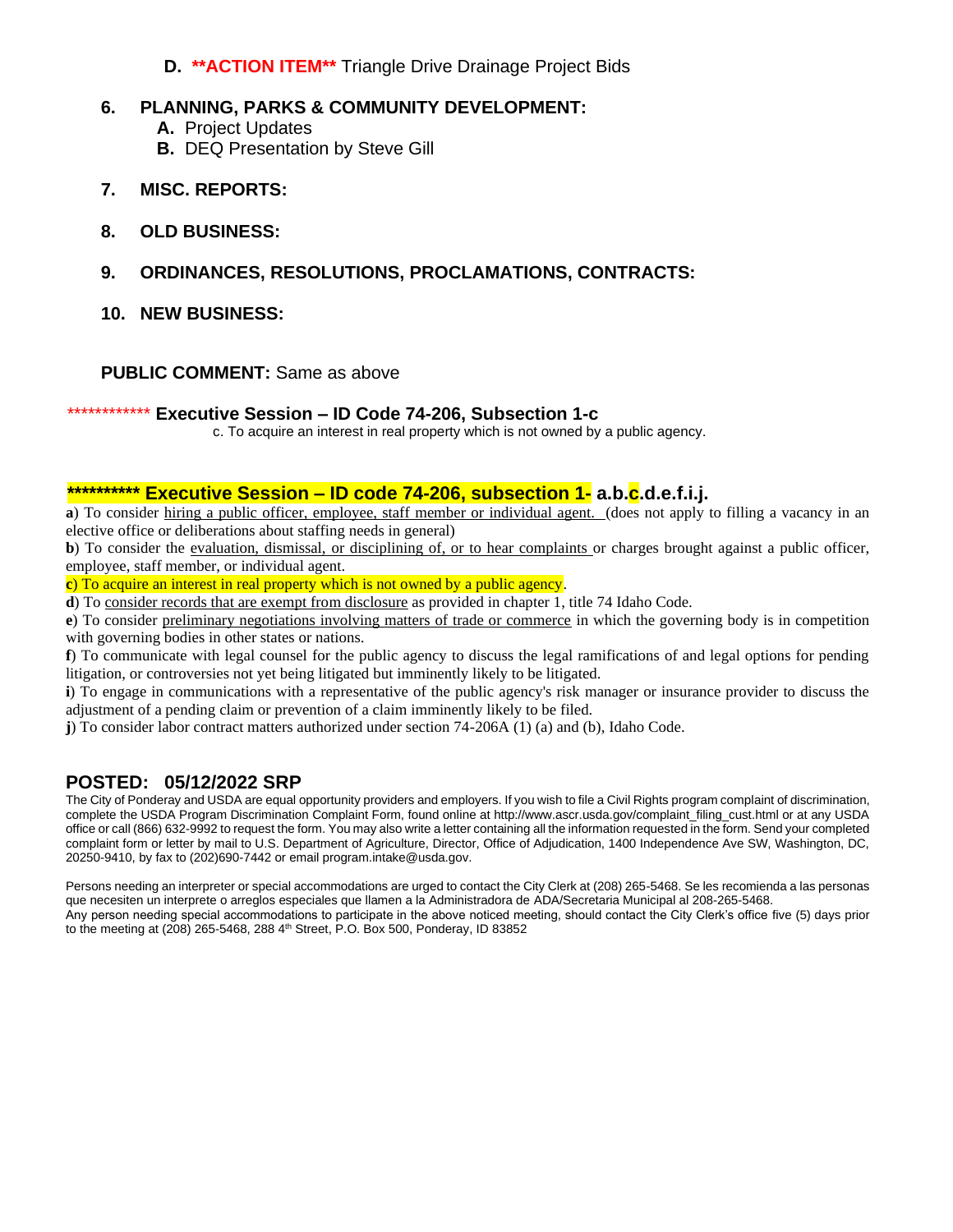**D.** **\*\*ACTION ITEM\*\*** Triangle Drive Drainage Project Bids

**6. PLANNING, PARKS & COMMUNITY DEVELOPMENT:**

**A.** Project Updates

**B.** DEQ Presentation by Steve Gill

**7. MISC. REPORTS:**

**8. OLD BUSINESS:**

**9. ORDINANCES, RESOLUTIONS, PROCLAMATIONS, CONTRACTS:**

**10. NEW BUSINESS:**

**PUBLIC COMMENT:** Same as above

************ **Executive Session – ID Code 74-206, Subsection 1-c**

c. To acquire an interest in real property which is not owned by a public agency.

**********\* Executive Session – ID code 74-206, subsection 1- a.b.c.d.e.f.i.j.**

**a**) To consider hiring a public officer, employee, staff member or individual agent. (does not apply to filling a vacancy in an elective office or deliberations about staffing needs in general)

**b**) To consider the evaluation, dismissal, or disciplining of, or to hear complaints or charges brought against a public officer, employee, staff member, or individual agent.

c) To acquire an interest in real property which is not owned by a public agency.

**d**) To consider records that are exempt from disclosure as provided in chapter 1, title 74 Idaho Code.

**e**) To consider preliminary negotiations involving matters of trade or commerce in which the governing body is in competition with governing bodies in other states or nations.

**f**) To communicate with legal counsel for the public agency to discuss the legal ramifications of and legal options for pending litigation, or controversies not yet being litigated but imminently likely to be litigated.

**i**) To engage in communications with a representative of the public agency's risk manager or insurance provider to discuss the adjustment of a pending claim or prevention of a claim imminently likely to be filed.

**j**) To consider labor contract matters authorized under section 74-206A (1) (a) and (b), Idaho Code.

**POSTED: 05/12/2022 SRP**

The City of Ponderay and USDA are equal opportunity providers and employers. If you wish to file a Civil Rights program complaint of discrimination, complete the USDA Program Discrimination Complaint Form, found online at http://www.ascr.usda.gov/complaint_filing_cust.html or at any USDA office or call (866) 632-9992 to request the form. You may also write a letter containing all the information requested in the form. Send your completed complaint form or letter by mail to U.S. Department of Agriculture, Director, Office of Adjudication, 1400 Independence Ave SW, Washington, DC, 20250-9410, by fax to (202)690-7442 or email program.intake@usda.gov.

Persons needing an interpreter or special accommodations are urged to contact the City Clerk at (208) 265-5468. Se les recomienda a las personas que necesiten un interprete o arreglos especiales que llamen a la Administradora de ADA/Secretaria Municipal al 208-265-5468.
Any person needing special accommodations to participate in the above noticed meeting, should contact the City Clerk's office five (5) days prior to the meeting at (208) 265-5468, 288 4th Street, P.O. Box 500, Ponderay, ID 83852